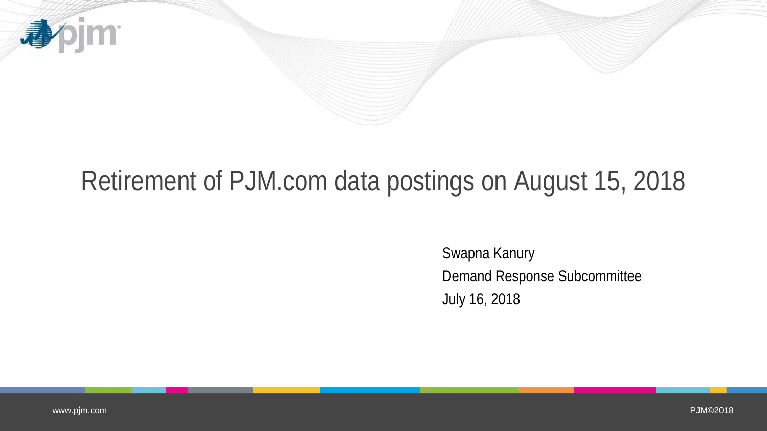# Retirement of PJM.com data postings on August 15, 2018

Swapna Kanury

Demand Response Subcommittee

July 16, 2018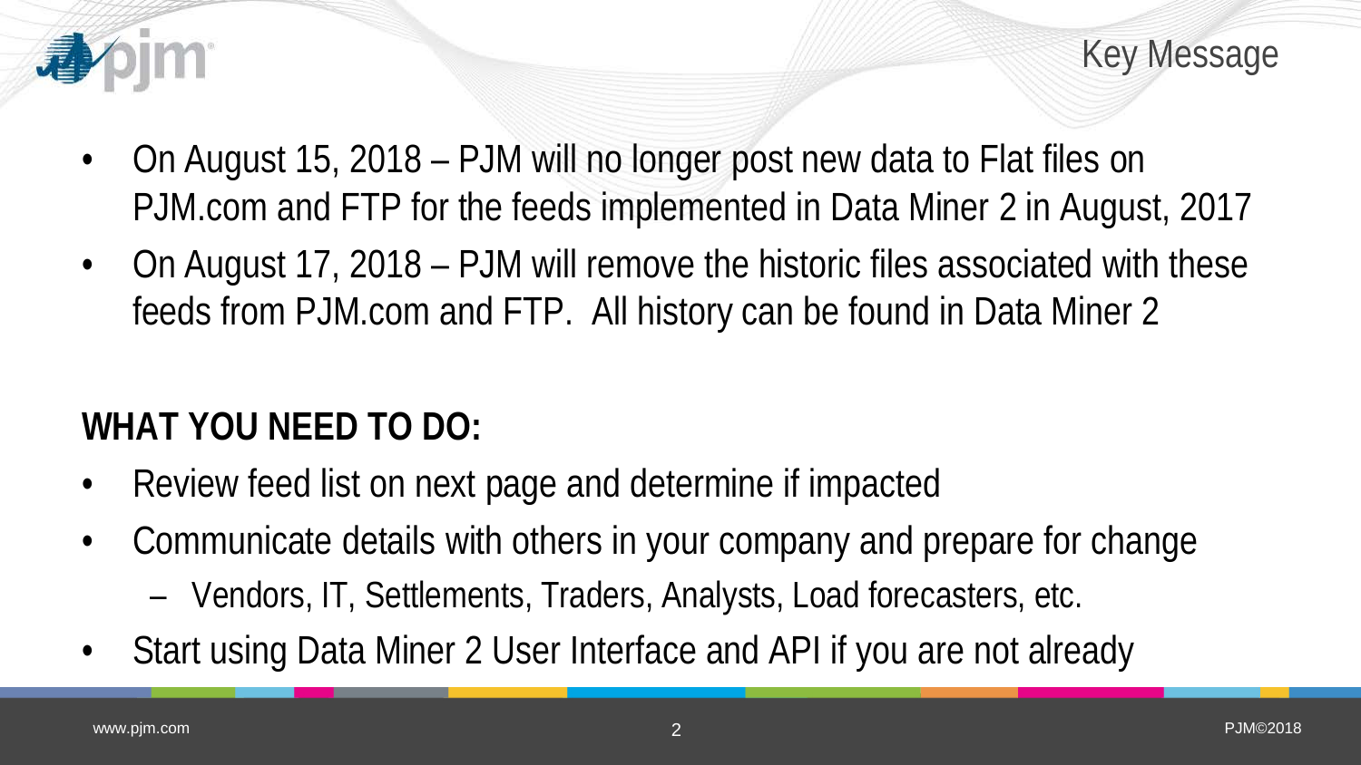## Key Message

- On August 15, 2018 – PJM will no longer post new data to Flat files on PJM.com and FTP for the feeds implemented in Data Miner 2 in August, 2017
- On August 17, 2018 – PJM will remove the historic files associated with these feeds from PJM.com and FTP. All history can be found in Data Miner 2

**WHAT YOU NEED TO DO:**

- Review feed list on next page and determine if impacted
- Communicate details with others in your company and prepare for change
  - Vendors, IT, Settlements, Traders, Analysts, Load forecasters, etc.
- Start using Data Miner 2 User Interface and API if you are not already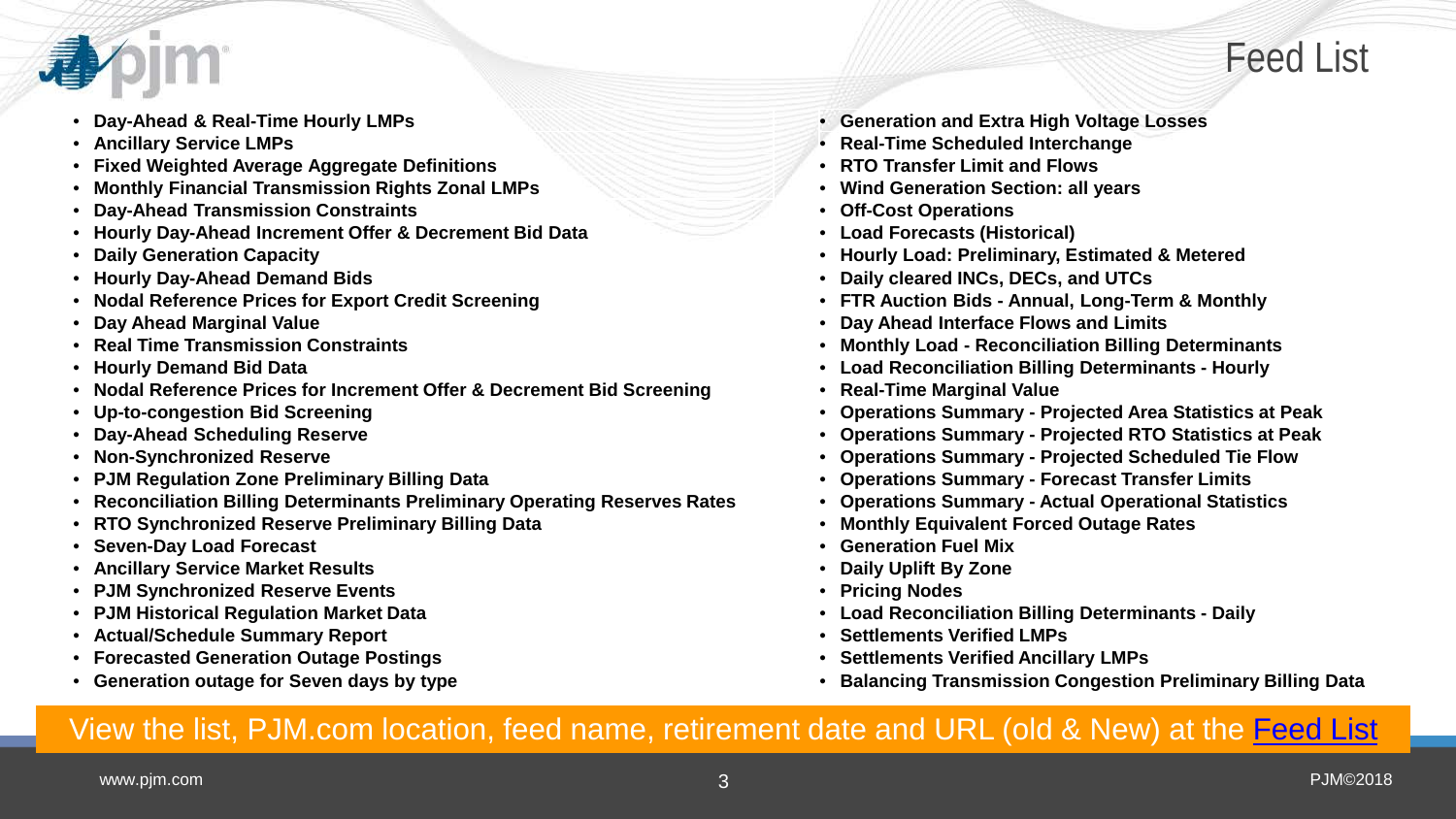# Feed List

- Day-Ahead & Real-Time Hourly LMPs
- Ancillary Service LMPs
- Fixed Weighted Average Aggregate Definitions
- Monthly Financial Transmission Rights Zonal LMPs
- Day-Ahead Transmission Constraints
- Hourly Day-Ahead Increment Offer & Decrement Bid Data
- Daily Generation Capacity
- Hourly Day-Ahead Demand Bids
- Nodal Reference Prices for Export Credit Screening
- Day Ahead Marginal Value
- Real Time Transmission Constraints
- Hourly Demand Bid Data
- Nodal Reference Prices for Increment Offer & Decrement Bid Screening
- Up-to-congestion Bid Screening
- Day-Ahead Scheduling Reserve
- Non-Synchronized Reserve
- PJM Regulation Zone Preliminary Billing Data
- Reconciliation Billing Determinants Preliminary Operating Reserves Rates
- RTO Synchronized Reserve Preliminary Billing Data
- Seven-Day Load Forecast
- Ancillary Service Market Results
- PJM Synchronized Reserve Events
- PJM Historical Regulation Market Data
- Actual/Schedule Summary Report
- Forecasted Generation Outage Postings
- Generation outage for Seven days by type
- Generation and Extra High Voltage Losses
- Real-Time Scheduled Interchange
- RTO Transfer Limit and Flows
- Wind Generation Section: all years
- Off-Cost Operations
- Load Forecasts (Historical)
- Hourly Load: Preliminary, Estimated & Metered
- Daily cleared INCs, DECs, and UTCs
- FTR Auction Bids - Annual, Long-Term & Monthly
- Day Ahead Interface Flows and Limits
- Monthly Load - Reconciliation Billing Determinants
- Load Reconciliation Billing Determinants - Hourly
- Real-Time Marginal Value
- Operations Summary - Projected Area Statistics at Peak
- Operations Summary - Projected RTO Statistics at Peak
- Operations Summary - Projected Scheduled Tie Flow
- Operations Summary - Forecast Transfer Limits
- Operations Summary - Actual Operational Statistics
- Monthly Equivalent Forced Outage Rates
- Generation Fuel Mix
- Daily Uplift By Zone
- Pricing Nodes
- Load Reconciliation Billing Determinants - Daily
- Settlements Verified LMPs
- Settlements Verified Ancillary LMPs
- Balancing Transmission Congestion Preliminary Billing Data

View the list, PJM.com location, feed name, retirement date and URL (old & New) at the Feed List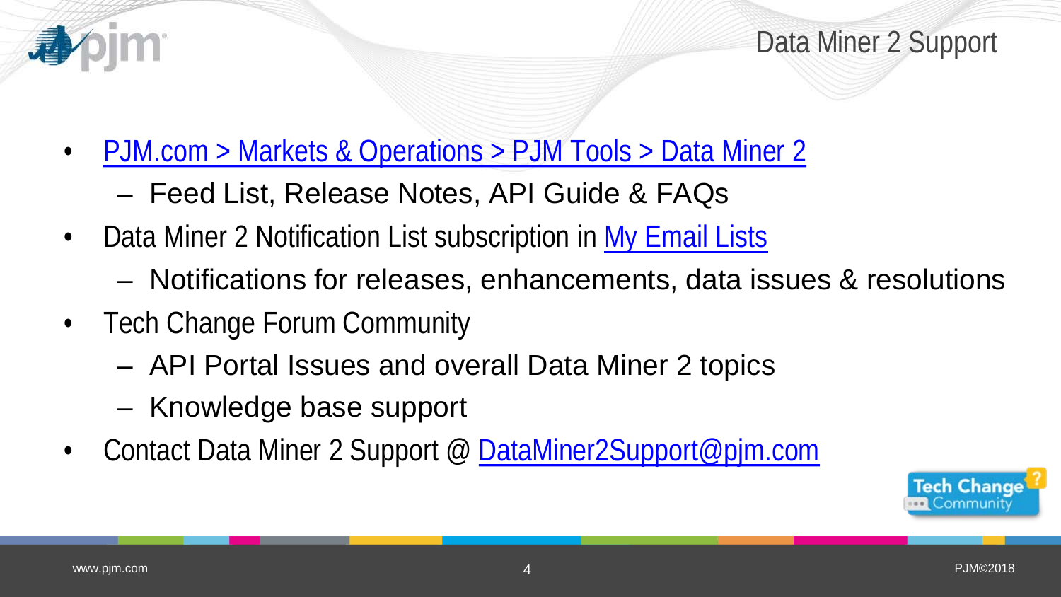# Data Miner 2 Support

- PJM.com > Markets & Operations > PJM Tools > Data Miner 2
  - Feed List, Release Notes, API Guide & FAQs
- Data Miner 2 Notification List subscription in My Email Lists
  - Notifications for releases, enhancements, data issues & resolutions
- Tech Change Forum Community
  - API Portal Issues and overall Data Miner 2 topics
  - Knowledge base support
- Contact Data Miner 2 Support @ DataMiner2Support@pjm.com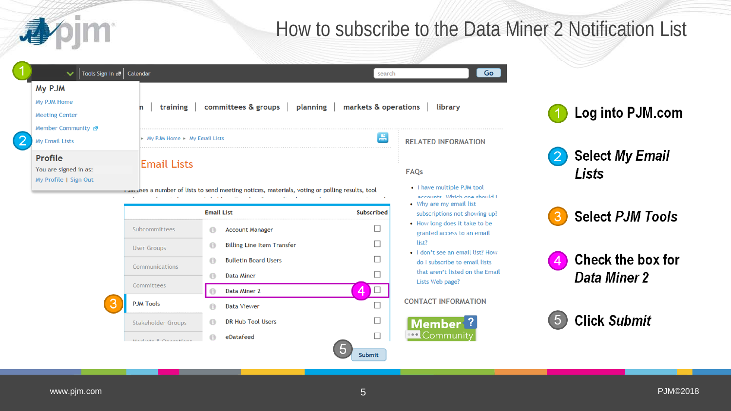# How to subscribe to the Data Miner 2 Notification List

1. Log into PJM.com
2. Select *My Email Lists*
3. Select *PJM Tools*
4. Check the box for *Data Miner 2*
5. Click *Submit*